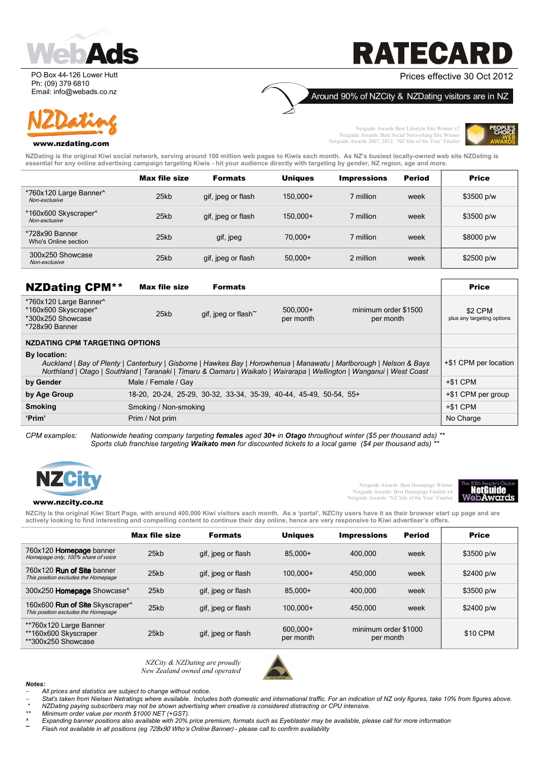# WebAds

PO Box 44-126 Lower Hutt
Ph: (09) 379 6810
Email: info@webads.co.nz

# RATECARD

Prices effective 30 Oct 2012

Around 90% of NZCity & NZDating visitors are in NZ

## NZDating

**www.nzdating.com**

Netguide Awards Best Lifestyle Site Winner x7
Netguide Awards: Best Social Networking Site Winner
Netguide Awards 2007, 2012: 'NZ Site of the Year' Finalist

PEOPLE'S CHOICE WEB AWARDS

**NZDating is the original Kiwi social network, serving around 100 million web pages to Kiwis each month. As NZ's busiest locally-owned web site NZDating is essential for any online advertising campaign targeting Kiwis - hit your audience directly with targeting by gender, NZ region, age and more.**

| | Max file size | Formats | Uniques | Impressions | Period | Price |
|---|---|---|---|---|---|---|
| *760x120 Large Banner^ *Non-exclusive* | 25kb | gif, jpeg or flash | 150,000+ | 7 million | week | $3500 p/w |
| *160x600 Skyscraper^ *Non-exclusive* | 25kb | gif, jpeg or flash | 150,000+ | 7 million | week | $3500 p/w |
| *728x90 Banner Who's Online section | 25kb | gif, jpeg | 70,000+ | 7 million | week | $8000 p/w |
| 300x250 Showcase *Non-exclusive* | 25kb | gif, jpeg or flash | 50,000+ | 2 million | week | $2500 p/w |

| NZDating CPM** | Max file size | Formats | | | Price |
|---|---|---|---|---|---|
| *760x120 Large Banner^ *160x600 Skyscraper^ *300x250 Showcase *728x90 Banner | 25kb | gif, jpeg or flash~ | 500,000+ per month | minimum order $1500 per month | $2 CPM plus any targeting options |

| NZDATING CPM TARGETING OPTIONS | | |
|---|---|---|
| **By location:** | *Auckland \| Bay of Plenty \| Canterbury \| Gisborne \| Hawkes Bay \| Horowhenua \| Manawatu \| Marlborough \| Nelson & Bays Northland \| Otago \| Southland \| Taranaki \| Timaru & Oamaru \| Waikato \| Wairarapa \| Wellington \| Wanganui \| West Coast* | +$1 CPM per location |
| **by Gender** | Male / Female / Gay | +$1 CPM |
| **by Age Group** | 18-20, 20-24, 25-29, 30-32, 33-34, 35-39, 40-44, 45-49, 50-54, 55+ | +$1 CPM per group |
| **Smoking** | Smoking / Non-smoking | +$1 CPM |
| **'Prim'** | Prim / Not prim | No Charge |

*CPM examples:* *Nationwide heating company targeting **females** aged **30+** in **Otago** throughout winter ($5 per thousand ads) \*\**
*Sports club franchise targeting **Waikato men** for discounted tickets to a local game ($4 per thousand ads) \*\**

## NZCity

**www.nzcity.co.nz**

Netguide Awards: Best Homepage Winner
Netguide Awards: Best Homepage Finalist x4
Netguide Awards: 'NZ Site of the Year' Finalist

The 2006 People's Choice NetGuide WebAwards

**NZCity is the original Kiwi Start Page, with around 400,000 Kiwi visitors each month. As a 'portal', NZCity users have it as their browser start up page and are actively looking to find interesting and compelling content to continue their day online, hence are very responsive to Kiwi advertiser's offers.**

| | Max file size | Formats | Uniques | Impressions | Period | Price |
|---|---|---|---|---|---|---|
| 760x120 **Homepage** banner *Homepage only, 100% share of voice* | 25kb | gif, jpeg or flash | 85,000+ | 400,000 | week | $3500 p/w |
| 760x120 **Run of Site** banner *This position excludes the Homepage* | 25kb | gif, jpeg or flash | 100,000+ | 450,000 | week | $2400 p/w |
| 300x250 **Homepage** Showcase^ | 25kb | gif, jpeg or flash | 85,000+ | 400,000 | week | $3500 p/w |
| 160x600 **Run of Site** Skyscraper^ *This position excludes the Homepage* | 25kb | gif, jpeg or flash | 100,000+ | 450,000 | week | $2400 p/w |
| **760x120 Large Banner **160x600 Skyscraper **300x250 Showcase | 25kb | gif, jpeg or flash | 600,000+ per month | minimum order $1000 per month | | $10 CPM |

*NZCity & NZDating are proudly New Zealand owned and operated*

***Notes:***

- *All prices and statistics are subject to change without notice.*
- *Stat's taken from Nielsen Netratings where available. Includes both domestic and international traffic. For an indication of NZ only figures, take 10% from figures above.*
- \* *NZDating paying subscribers may not be shown advertising when creative is considered distracting or CPU intensive.*
- \*\* *Minimum order value per month $1000 NET (+GST).*
- ^ *Expanding banner positions also available with 20% price premium, formats such as Eyeblaster may be available, please call for more information*
- ~ *Flash not available in all positions (eg 728x90 Who's Online Banner) - please call to confirm availability*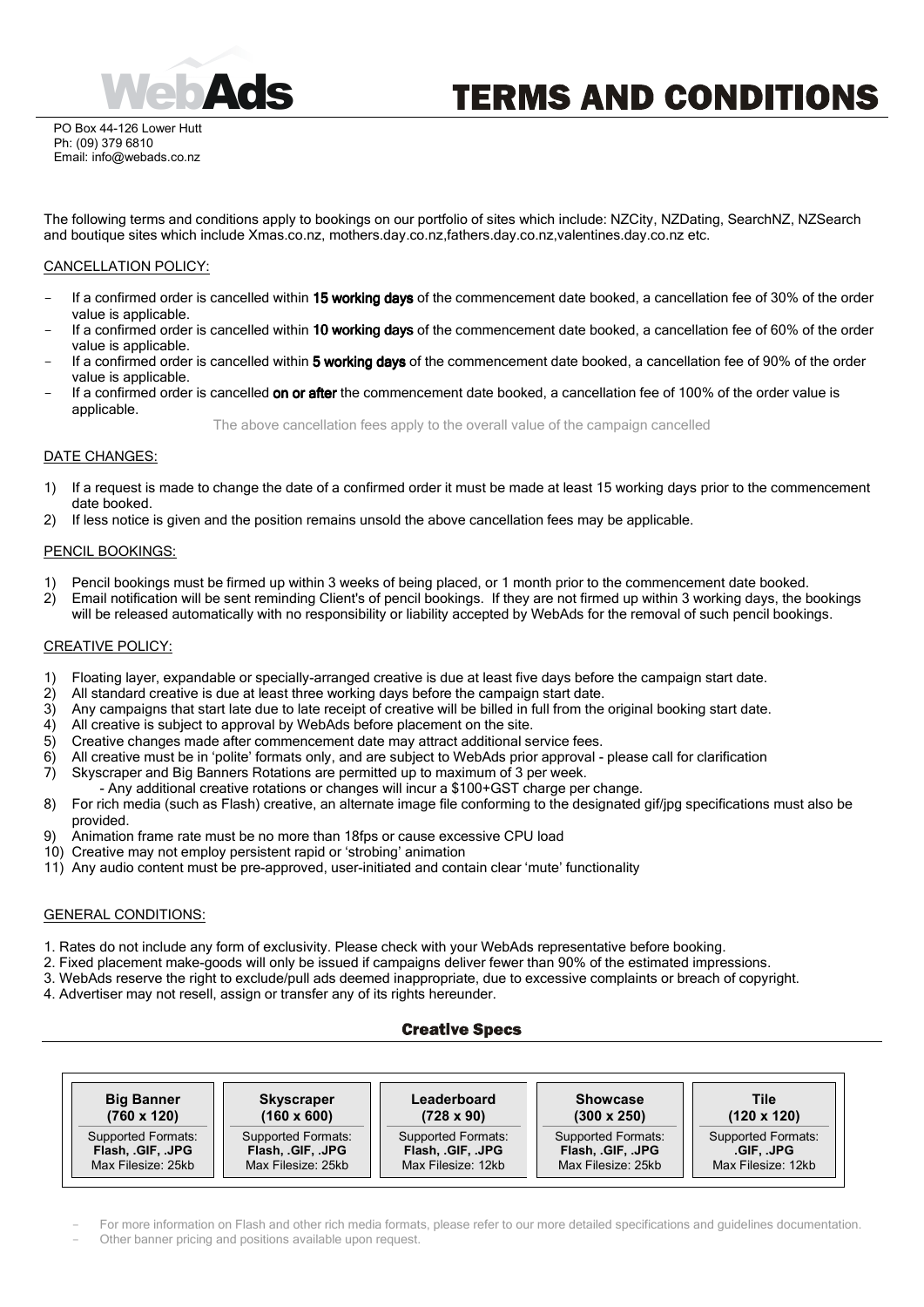WebAds

# TERMS AND CONDITIONS

PO Box 44-126 Lower Hutt
Ph: (09) 379 6810
Email: info@webads.co.nz

The following terms and conditions apply to bookings on our portfolio of sites which include: NZCity, NZDating, SearchNZ, NZSearch and boutique sites which include Xmas.co.nz, mothers.day.co.nz,fathers.day.co.nz,valentines.day.co.nz etc.

## CANCELLATION POLICY:

- If a confirmed order is cancelled within **15 working days** of the commencement date booked, a cancellation fee of 30% of the order value is applicable.
- If a confirmed order is cancelled within **10 working days** of the commencement date booked, a cancellation fee of 60% of the order value is applicable.
- If a confirmed order is cancelled within **5 working days** of the commencement date booked, a cancellation fee of 90% of the order value is applicable.
- If a confirmed order is cancelled **on or after** the commencement date booked, a cancellation fee of 100% of the order value is applicable.

The above cancellation fees apply to the overall value of the campaign cancelled

## DATE CHANGES:

1) If a request is made to change the date of a confirmed order it must be made at least 15 working days prior to the commencement date booked.
2) If less notice is given and the position remains unsold the above cancellation fees may be applicable.

## PENCIL BOOKINGS:

1) Pencil bookings must be firmed up within 3 weeks of being placed, or 1 month prior to the commencement date booked.
2) Email notification will be sent reminding Client's of pencil bookings. If they are not firmed up within 3 working days, the bookings will be released automatically with no responsibility or liability accepted by WebAds for the removal of such pencil bookings.

## CREATIVE POLICY:

1) Floating layer, expandable or specially-arranged creative is due at least five days before the campaign start date.
2) All standard creative is due at least three working days before the campaign start date.
3) Any campaigns that start late due to late receipt of creative will be billed in full from the original booking start date.
4) All creative is subject to approval by WebAds before placement on the site.
5) Creative changes made after commencement date may attract additional service fees.
6) All creative must be in 'polite' formats only, and are subject to WebAds prior approval - please call for clarification
7) Skyscraper and Big Banners Rotations are permitted up to maximum of 3 per week.
   - Any additional creative rotations or changes will incur a $100+GST charge per change.
8) For rich media (such as Flash) creative, an alternate image file conforming to the designated gif/jpg specifications must also be provided.
9) Animation frame rate must be no more than 18fps or cause excessive CPU load
10) Creative may not employ persistent rapid or 'strobing' animation
11) Any audio content must be pre-approved, user-initiated and contain clear 'mute' functionality

## GENERAL CONDITIONS:

1. Rates do not include any form of exclusivity. Please check with your WebAds representative before booking.
2. Fixed placement make-goods will only be issued if campaigns deliver fewer than 90% of the estimated impressions.
3. WebAds reserve the right to exclude/pull ads deemed inappropriate, due to excessive complaints or breach of copyright.
4. Advertiser may not resell, assign or transfer any of its rights hereunder.

## Creative Specs

| **Big Banner (760 x 120)** | **Skyscraper (160 x 600)** | **Leaderboard (728 x 90)** | **Showcase (300 x 250)** | **Tile (120 x 120)** |
|---|---|---|---|---|
| Supported Formats: **Flash, .GIF, .JPG** | Supported Formats: **Flash, .GIF, .JPG** | Supported Formats: **Flash, .GIF, .JPG** | Supported Formats: **Flash, .GIF, .JPG** | Supported Formats: **.GIF, .JPG** |
| Max Filesize: 25kb | Max Filesize: 25kb | Max Filesize: 12kb | Max Filesize: 25kb | Max Filesize: 12kb |

- For more information on Flash and other rich media formats, please refer to our more detailed specifications and guidelines documentation.
- Other banner pricing and positions available upon request.